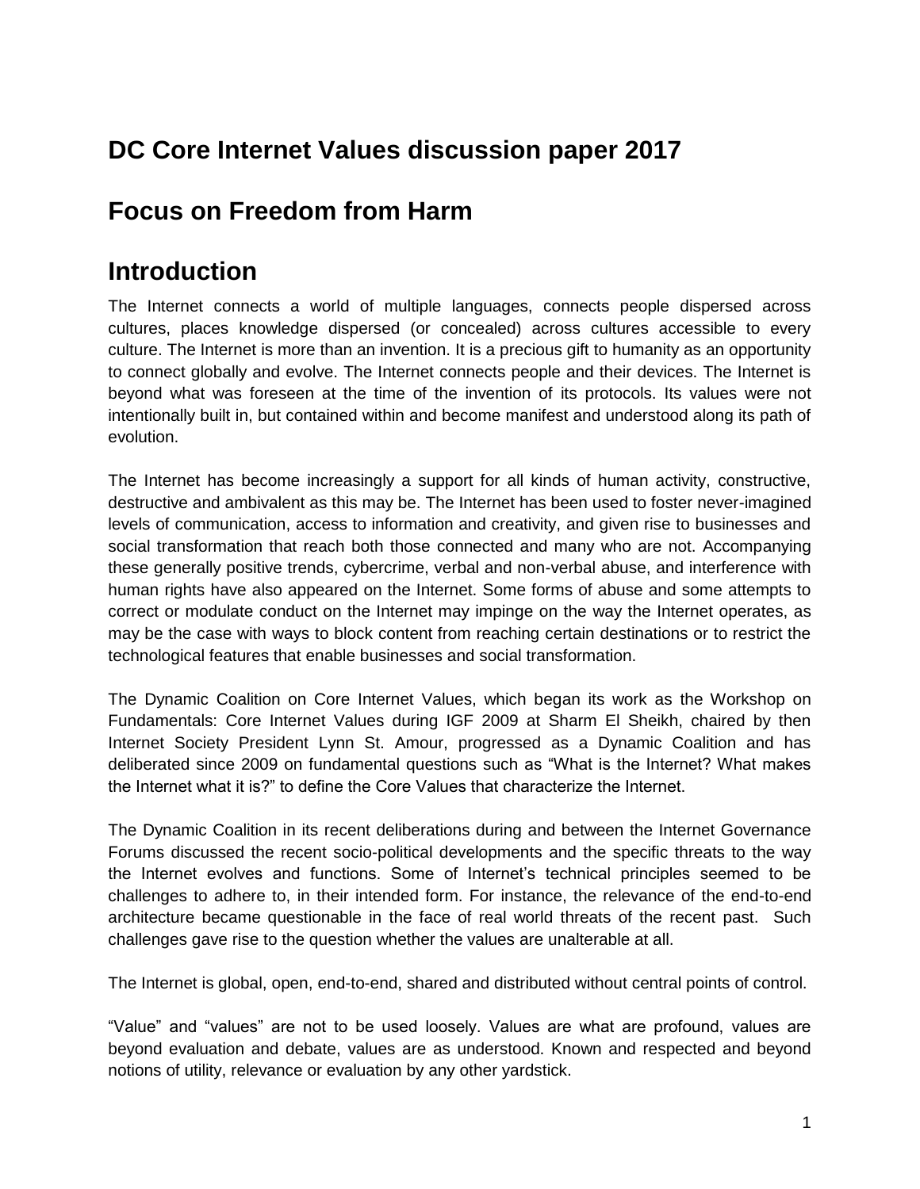## DC Core Internet Values discussion paper 2017

## Focus on Freedom from Harm

## Introduction

The Internet connects a world of multiple languages, connects people dispersed across cultures, places knowledge dispersed (or concealed) across cultures accessible to every culture. The Internet is more than an invention. It is a precious gift to humanity as an opportunity to connect globally and evolve. The Internet connects people and their devices. The Internet is beyond what was foreseen at the time of the invention of its protocols. Its values were not intentionally built in, but contained within and become manifest and understood along its path of evolution.

The Internet has become increasingly a support for all kinds of human activity, constructive, destructive and ambivalent as this may be. The Internet has been used to foster never-imagined levels of communication, access to information and creativity, and given rise to businesses and social transformation that reach both those connected and many who are not. Accompanying these generally positive trends, cybercrime, verbal and non-verbal abuse, and interference with human rights have also appeared on the Internet. Some forms of abuse and some attempts to correct or modulate conduct on the Internet may impinge on the way the Internet operates, as may be the case with ways to block content from reaching certain destinations or to restrict the technological features that enable businesses and social transformation.

The Dynamic Coalition on Core Internet Values, which began its work as the Workshop on Fundamentals: Core Internet Values during IGF 2009 at Sharm El Sheikh, chaired by then Internet Society President Lynn St. Amour, progressed as a Dynamic Coalition and has deliberated since 2009 on fundamental questions such as "What is the Internet? What makes the Internet what it is?" to define the Core Values that characterize the Internet.

The Dynamic Coalition in its recent deliberations during and between the Internet Governance Forums discussed the recent socio-political developments and the specific threats to the way the Internet evolves and functions. Some of Internet's technical principles seemed to be challenges to adhere to, in their intended form. For instance, the relevance of the end-to-end architecture became questionable in the face of real world threats of the recent past. Such challenges gave rise to the question whether the values are unalterable at all.

The Internet is global, open, end-to-end, shared and distributed without central points of control.

"Value" and "values" are not to be used loosely. Values are what are profound, values are beyond evaluation and debate, values are as understood. Known and respected and beyond notions of utility, relevance or evaluation by any other yardstick.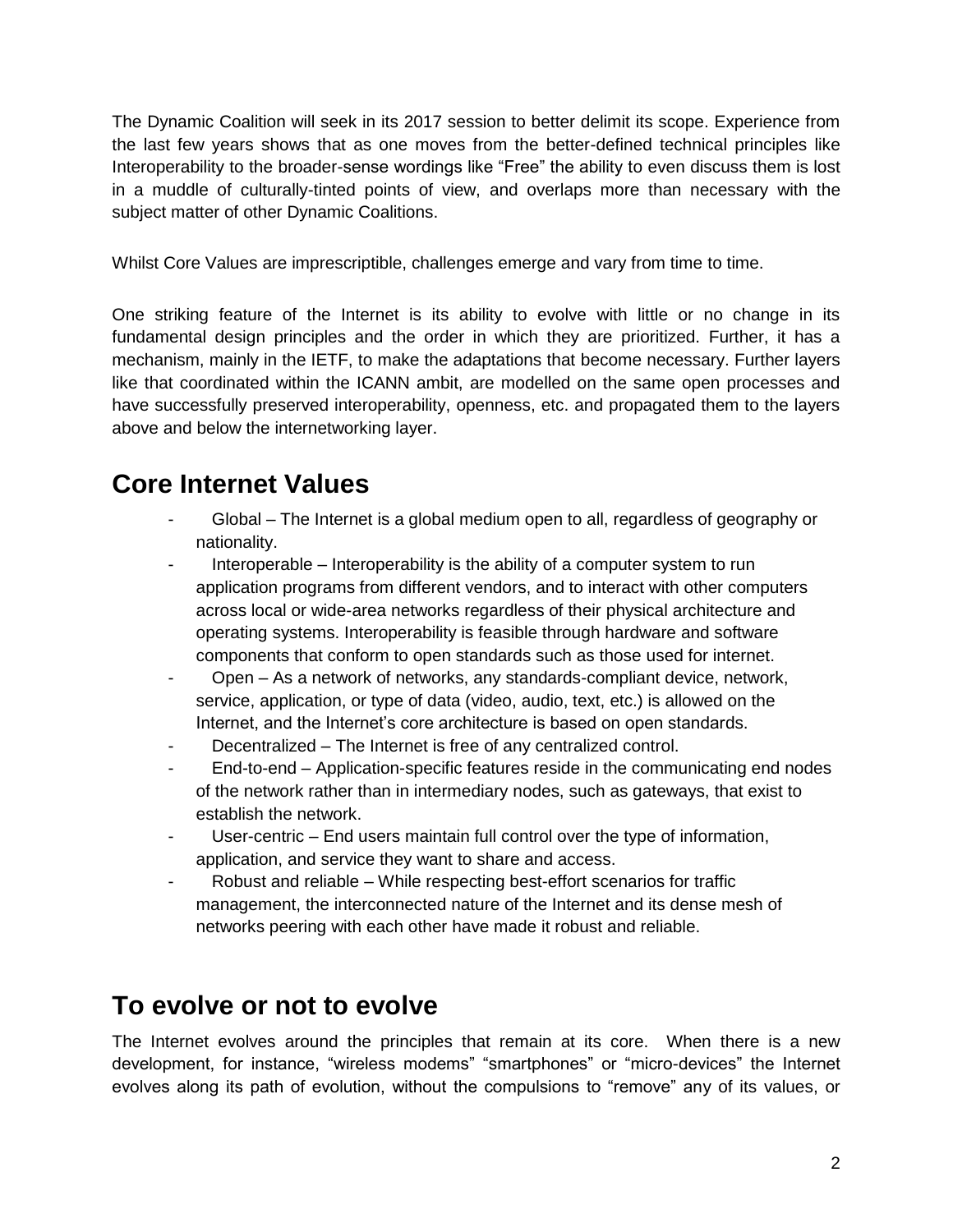The Dynamic Coalition will seek in its 2017 session to better delimit its scope. Experience from the last few years shows that as one moves from the better-defined technical principles like Interoperability to the broader-sense wordings like "Free" the ability to even discuss them is lost in a muddle of culturally-tinted points of view, and overlaps more than necessary with the subject matter of other Dynamic Coalitions.

Whilst Core Values are imprescriptible, challenges emerge and vary from time to time.

One striking feature of the Internet is its ability to evolve with little or no change in its fundamental design principles and the order in which they are prioritized. Further, it has a mechanism, mainly in the IETF, to make the adaptations that become necessary. Further layers like that coordinated within the ICANN ambit, are modelled on the same open processes and have successfully preserved interoperability, openness, etc. and propagated them to the layers above and below the internetworking layer.

## Core Internet Values

- Global – The Internet is a global medium open to all, regardless of geography or nationality.
- Interoperable – Interoperability is the ability of a computer system to run application programs from different vendors, and to interact with other computers across local or wide-area networks regardless of their physical architecture and operating systems. Interoperability is feasible through hardware and software components that conform to open standards such as those used for internet.
- Open – As a network of networks, any standards-compliant device, network, service, application, or type of data (video, audio, text, etc.) is allowed on the Internet, and the Internet's core architecture is based on open standards.
- Decentralized – The Internet is free of any centralized control.
- End-to-end – Application-specific features reside in the communicating end nodes of the network rather than in intermediary nodes, such as gateways, that exist to establish the network.
- User-centric – End users maintain full control over the type of information, application, and service they want to share and access.
- Robust and reliable – While respecting best-effort scenarios for traffic management, the interconnected nature of the Internet and its dense mesh of networks peering with each other have made it robust and reliable.

## To evolve or not to evolve

The Internet evolves around the principles that remain at its core. When there is a new development, for instance, "wireless modems" "smartphones" or "micro-devices" the Internet evolves along its path of evolution, without the compulsions to "remove" any of its values, or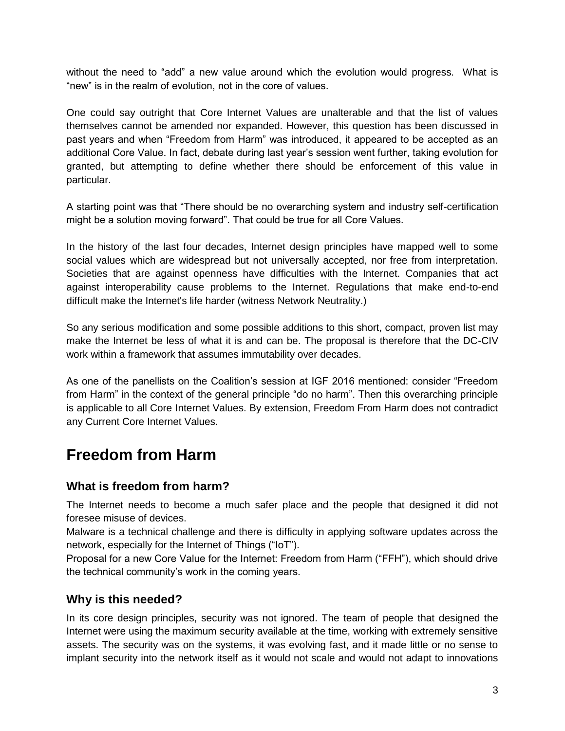without the need to "add" a new value around which the evolution would progress. What is "new" is in the realm of evolution, not in the core of values.

One could say outright that Core Internet Values are unalterable and that the list of values themselves cannot be amended nor expanded. However, this question has been discussed in past years and when "Freedom from Harm" was introduced, it appeared to be accepted as an additional Core Value. In fact, debate during last year's session went further, taking evolution for granted, but attempting to define whether there should be enforcement of this value in particular.

A starting point was that "There should be no overarching system and industry self-certification might be a solution moving forward". That could be true for all Core Values.

In the history of the last four decades, Internet design principles have mapped well to some social values which are widespread but not universally accepted, nor free from interpretation. Societies that are against openness have difficulties with the Internet. Companies that act against interoperability cause problems to the Internet. Regulations that make end-to-end difficult make the Internet's life harder (witness Network Neutrality.)

So any serious modification and some possible additions to this short, compact, proven list may make the Internet be less of what it is and can be. The proposal is therefore that the DC-CIV work within a framework that assumes immutability over decades.

As one of the panellists on the Coalition's session at IGF 2016 mentioned: consider "Freedom from Harm" in the context of the general principle "do no harm". Then this overarching principle is applicable to all Core Internet Values. By extension, Freedom From Harm does not contradict any Current Core Internet Values.

# Freedom from Harm

## What is freedom from harm?

The Internet needs to become a much safer place and the people that designed it did not foresee misuse of devices.
Malware is a technical challenge and there is difficulty in applying software updates across the network, especially for the Internet of Things ("IoT").
Proposal for a new Core Value for the Internet: Freedom from Harm ("FFH"), which should drive the technical community's work in the coming years.

## Why is this needed?

In its core design principles, security was not ignored. The team of people that designed the Internet were using the maximum security available at the time, working with extremely sensitive assets. The security was on the systems, it was evolving fast, and it made little or no sense to implant security into the network itself as it would not scale and would not adapt to innovations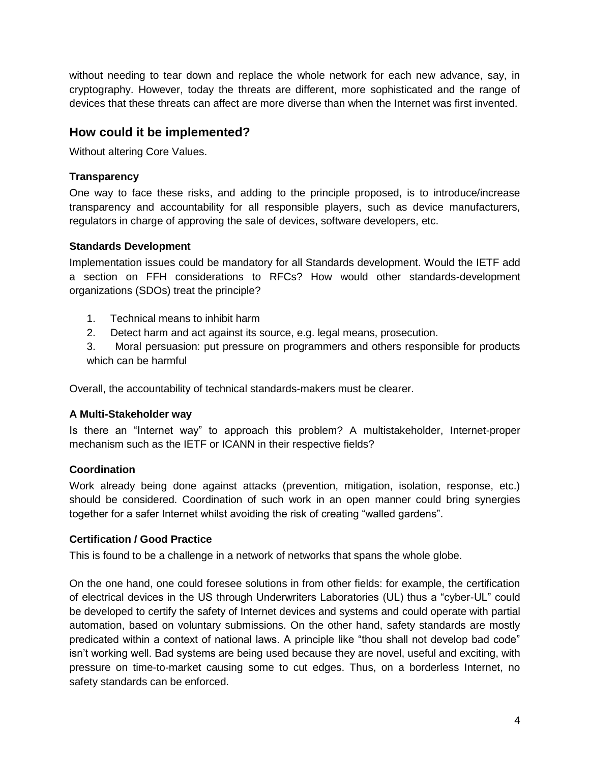without needing to tear down and replace the whole network for each new advance, say, in cryptography. However, today the threats are different, more sophisticated and the range of devices that these threats can affect are more diverse than when the Internet was first invented.

## How could it be implemented?

Without altering Core Values.

### Transparency

One way to face these risks, and adding to the principle proposed, is to introduce/increase transparency and accountability for all responsible players, such as device manufacturers, regulators in charge of approving the sale of devices, software developers, etc.

### Standards Development

Implementation issues could be mandatory for all Standards development. Would the IETF add a section on FFH considerations to RFCs? How would other standards-development organizations (SDOs) treat the principle?

1. Technical means to inhibit harm
2. Detect harm and act against its source, e.g. legal means, prosecution.
3. Moral persuasion: put pressure on programmers and others responsible for products which can be harmful

Overall, the accountability of technical standards-makers must be clearer.

### A Multi-Stakeholder way

Is there an "Internet way" to approach this problem? A multistakeholder, Internet-proper mechanism such as the IETF or ICANN in their respective fields?

### Coordination

Work already being done against attacks (prevention, mitigation, isolation, response, etc.) should be considered. Coordination of such work in an open manner could bring synergies together for a safer Internet whilst avoiding the risk of creating "walled gardens".

### Certification / Good Practice

This is found to be a challenge in a network of networks that spans the whole globe.

On the one hand, one could foresee solutions in from other fields: for example, the certification of electrical devices in the US through Underwriters Laboratories (UL) thus a "cyber-UL" could be developed to certify the safety of Internet devices and systems and could operate with partial automation, based on voluntary submissions. On the other hand, safety standards are mostly predicated within a context of national laws. A principle like "thou shall not develop bad code" isn't working well. Bad systems are being used because they are novel, useful and exciting, with pressure on time-to-market causing some to cut edges. Thus, on a borderless Internet, no safety standards can be enforced.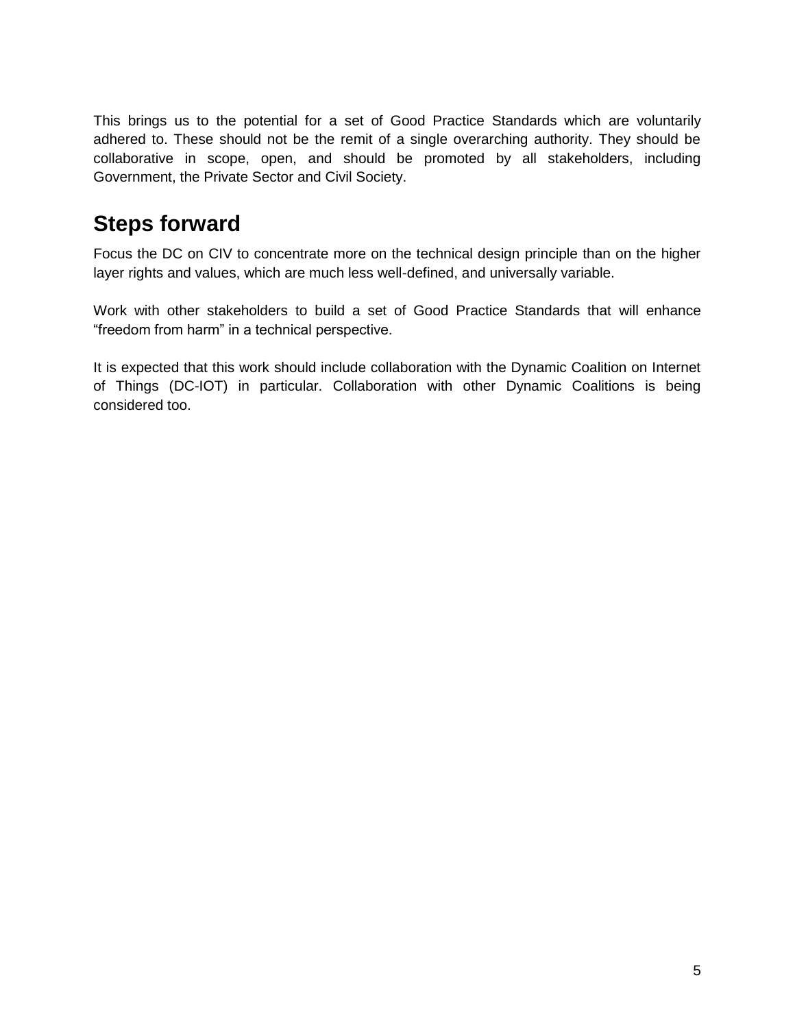This brings us to the potential for a set of Good Practice Standards which are voluntarily adhered to. These should not be the remit of a single overarching authority. They should be collaborative in scope, open, and should be promoted by all stakeholders, including Government, the Private Sector and Civil Society.

## Steps forward

Focus the DC on CIV to concentrate more on the technical design principle than on the higher layer rights and values, which are much less well-defined, and universally variable.

Work with other stakeholders to build a set of Good Practice Standards that will enhance "freedom from harm" in a technical perspective.

It is expected that this work should include collaboration with the Dynamic Coalition on Internet of Things (DC-IOT) in particular. Collaboration with other Dynamic Coalitions is being considered too.